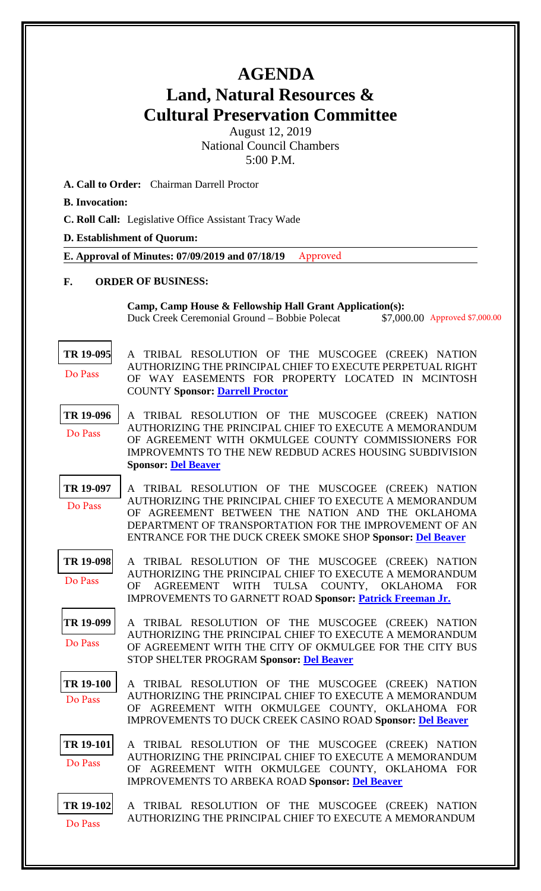# AGENDA

## Land, Natural Resources & Cultural Preservation Committee

August 12, 2019
National Council Chambers
5:00 P.M.

**A. Call to Order:** Chairman Darrell Proctor

**B. Invocation:**

**C. Roll Call:** Legislative Office Assistant Tracy Wade

**D. Establishment of Quorum:**

**E. Approval of Minutes: 07/09/2019 and 07/18/19** Approved

**F. ORDER OF BUSINESS:**

**Camp, Camp House & Fellowship Hall Grant Application(s):**
Duck Creek Ceremonial Ground – Bobbie Polecat $7,000.00 Approved $7,000.00

**TR 19-095** Do Pass — A TRIBAL RESOLUTION OF THE MUSCOGEE (CREEK) NATION AUTHORIZING THE PRINCIPAL CHIEF TO EXECUTE PERPETUAL RIGHT OF WAY EASEMENTS FOR PROPERTY LOCATED IN MCINTOSH COUNTY **Sponsor: Darrell Proctor**

**TR 19-096** Do Pass — A TRIBAL RESOLUTION OF THE MUSCOGEE (CREEK) NATION AUTHORIZING THE PRINCIPAL CHIEF TO EXECUTE A MEMORANDUM OF AGREEMENT WITH OKMULGEE COUNTY COMMISSIONERS FOR IMPROVEMNTS TO THE NEW REDBUD ACRES HOUSING SUBDIVISION **Sponsor: Del Beaver**

**TR 19-097** Do Pass — A TRIBAL RESOLUTION OF THE MUSCOGEE (CREEK) NATION AUTHORIZING THE PRINCIPAL CHIEF TO EXECUTE A MEMORANDUM OF AGREEMENT BETWEEN THE NATION AND THE OKLAHOMA DEPARTMENT OF TRANSPORTATION FOR THE IMPROVEMENT OF AN ENTRANCE FOR THE DUCK CREEK SMOKE SHOP **Sponsor: Del Beaver**

**TR 19-098** Do Pass — A TRIBAL RESOLUTION OF THE MUSCOGEE (CREEK) NATION AUTHORIZING THE PRINCIPAL CHIEF TO EXECUTE A MEMORANDUM OF AGREEMENT WITH TULSA COUNTY, OKLAHOMA FOR IMPROVEMENTS TO GARNETT ROAD **Sponsor: Patrick Freeman Jr.**

**TR 19-099** Do Pass — A TRIBAL RESOLUTION OF THE MUSCOGEE (CREEK) NATION AUTHORIZING THE PRINCIPAL CHIEF TO EXECUTE A MEMORANDUM OF AGREEMENT WITH THE CITY OF OKMULGEE FOR THE CITY BUS STOP SHELTER PROGRAM **Sponsor: Del Beaver**

**TR 19-100** Do Pass — A TRIBAL RESOLUTION OF THE MUSCOGEE (CREEK) NATION AUTHORIZING THE PRINCIPAL CHIEF TO EXECUTE A MEMORANDUM OF AGREEMENT WITH OKMULGEE COUNTY, OKLAHOMA FOR IMPROVEMENTS TO DUCK CREEK CASINO ROAD **Sponsor: Del Beaver**

**TR 19-101** Do Pass — A TRIBAL RESOLUTION OF THE MUSCOGEE (CREEK) NATION AUTHORIZING THE PRINCIPAL CHIEF TO EXECUTE A MEMORANDUM OF AGREEMENT WITH OKMULGEE COUNTY, OKLAHOMA FOR IMPROVEMENTS TO ARBEKA ROAD **Sponsor: Del Beaver**

**TR 19-102** Do Pass — A TRIBAL RESOLUTION OF THE MUSCOGEE (CREEK) NATION AUTHORIZING THE PRINCIPAL CHIEF TO EXECUTE A MEMORANDUM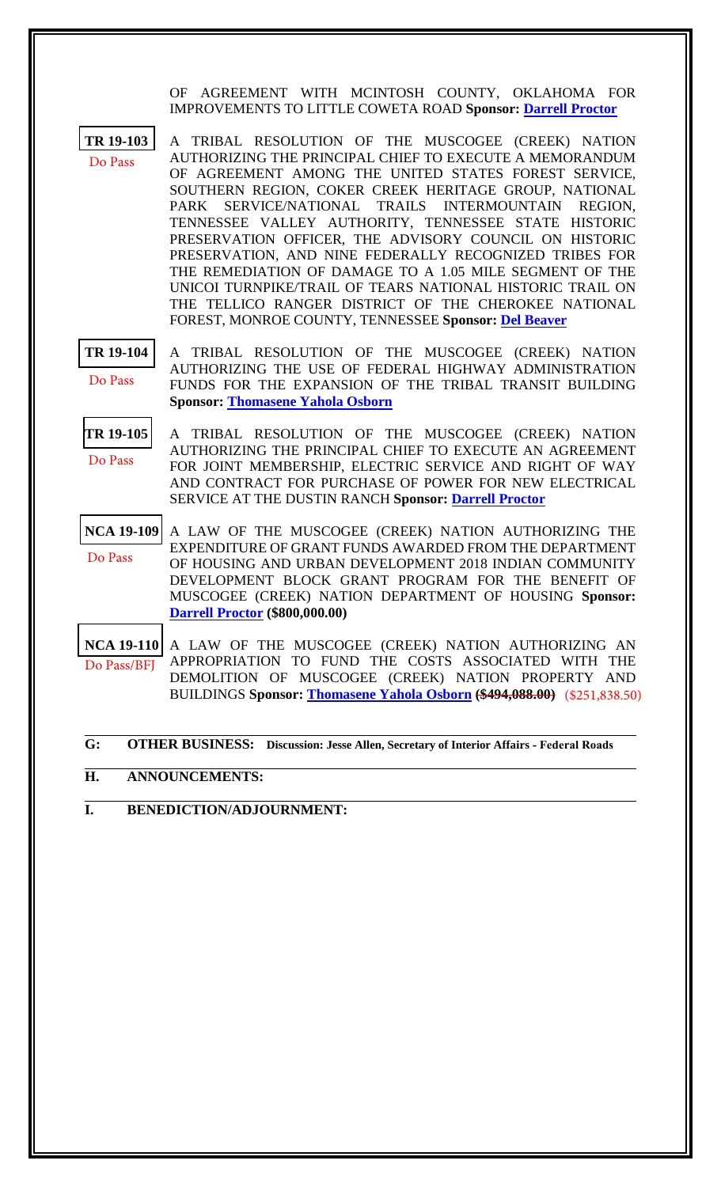OF AGREEMENT WITH MCINTOSH COUNTY, OKLAHOMA FOR IMPROVEMENTS TO LITTLE COWETA ROAD **Sponsor: Darrell Proctor**

**TR 19-103**
Do Pass

A TRIBAL RESOLUTION OF THE MUSCOGEE (CREEK) NATION AUTHORIZING THE PRINCIPAL CHIEF TO EXECUTE A MEMORANDUM OF AGREEMENT AMONG THE UNITED STATES FOREST SERVICE, SOUTHERN REGION, COKER CREEK HERITAGE GROUP, NATIONAL PARK SERVICE/NATIONAL TRAILS INTERMOUNTAIN REGION, TENNESSEE VALLEY AUTHORITY, TENNESSEE STATE HISTORIC PRESERVATION OFFICER, THE ADVISORY COUNCIL ON HISTORIC PRESERVATION, AND NINE FEDERALLY RECOGNIZED TRIBES FOR THE REMEDIATION OF DAMAGE TO A 1.05 MILE SEGMENT OF THE UNICOI TURNPIKE/TRAIL OF TEARS NATIONAL HISTORIC TRAIL ON THE TELLICO RANGER DISTRICT OF THE CHEROKEE NATIONAL FOREST, MONROE COUNTY, TENNESSEE **Sponsor: Del Beaver**

**TR 19-104**
Do Pass

A TRIBAL RESOLUTION OF THE MUSCOGEE (CREEK) NATION AUTHORIZING THE USE OF FEDERAL HIGHWAY ADMINISTRATION FUNDS FOR THE EXPANSION OF THE TRIBAL TRANSIT BUILDING **Sponsor: Thomasene Yahola Osborn**

**TR 19-105**
Do Pass

A TRIBAL RESOLUTION OF THE MUSCOGEE (CREEK) NATION AUTHORIZING THE PRINCIPAL CHIEF TO EXECUTE AN AGREEMENT FOR JOINT MEMBERSHIP, ELECTRIC SERVICE AND RIGHT OF WAY AND CONTRACT FOR PURCHASE OF POWER FOR NEW ELECTRICAL SERVICE AT THE DUSTIN RANCH **Sponsor: Darrell Proctor**

**NCA 19-109**
Do Pass

A LAW OF THE MUSCOGEE (CREEK) NATION AUTHORIZING THE EXPENDITURE OF GRANT FUNDS AWARDED FROM THE DEPARTMENT OF HOUSING AND URBAN DEVELOPMENT 2018 INDIAN COMMUNITY DEVELOPMENT BLOCK GRANT PROGRAM FOR THE BENEFIT OF MUSCOGEE (CREEK) NATION DEPARTMENT OF HOUSING **Sponsor: Darrell Proctor (\$800,000.00)**

**NCA 19-110**
Do Pass/BFJ

A LAW OF THE MUSCOGEE (CREEK) NATION AUTHORIZING AN APPROPRIATION TO FUND THE COSTS ASSOCIATED WITH THE DEMOLITION OF MUSCOGEE (CREEK) NATION PROPERTY AND BUILDINGS **Sponsor: Thomasene Yahola Osborn** ~~**(\$494,088.00)**~~ (\$251,838.50)

**G: OTHER BUSINESS:** **Discussion: Jesse Allen, Secretary of Interior Affairs - Federal Roads**

**H. ANNOUNCEMENTS:**

**I. BENEDICTION/ADJOURNMENT:**